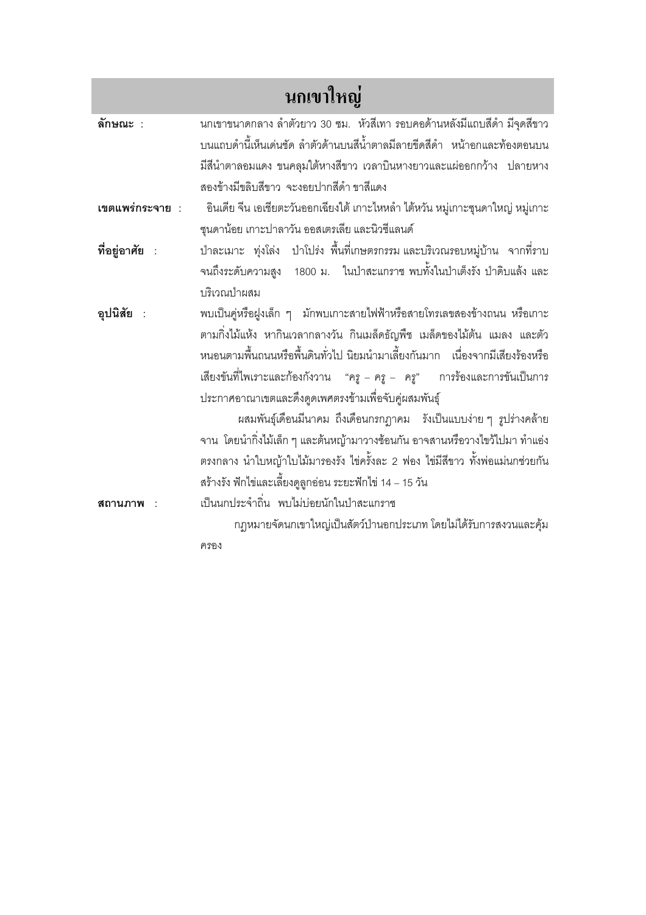# นกเขาใหญ่

**ลักษณะ** : นกเขาขนาดกลาง ลำตัวยาว 30 ซม. หัวสีเทา รอบคอด้านหลังมีแถบสีดำ มีจุดสีขาวบนแถบดำนี้เห็นเด่นชัด ลำตัวด้านบนสีน้ำตาลมีลายขีดสีดำ หน้าอกและท้องตอนบนมีสีน้ำตาลอมแดง ขนคลุมใต้หางสีขาว เวลาบินหางยาวและแผ่ออกกว้าง ปลายหางสองข้างมีขลิบสีขาว จะงอยปากสีดำ ขาสีแดง

**เขตแพร่กระจาย** : อินเดีย จีน เอเชียตะวันออกเฉียงใต้ เกาะไหหลำ ไต้หวัน หมู่เกาะซุนดาใหญ่ หมู่เกาะซุนดาน้อย เกาะปาลาวัน ออสเตรเลีย และนิวซีแลนด์

**ที่อยู่อาศัย** : ป่าละเมาะ ทุ่งโล่ง ป่าโปร่ง พื้นที่เกษตรกรรม และบริเวณรอบหมู่บ้าน จากที่ราบจนถึงระดับความสูง 1800 ม. ในป่าสะแกราช พบทั้งในป่าเต็งรัง ป่าดิบแล้ง และบริเวณป่าผสม

**อุปนิสัย** : พบเป็นคู่หรือฝูงเล็ก ๆ มักพบเกาะสายไฟฟ้าหรือสายโทรเลขสองข้างถนน หรือเกาะตามกิ่งไม้แห้ง หากินเวลากลางวัน กินเมล็ดธัญพืช เมล็ดของไม้ต้น แมลง และตัวหนอนตามพื้นถนนหรือพื้นดินทั่วไป นิยมนำมาเลี้ยงกันมาก เนื่องจากมีเสียงร้องหรือเสียงขันที่ไพเราะและก้องกังวาน "ครู – ครู – ครู" การร้องและการขันเป็นการประกาศอาณาเขตและดึงดูดเพศตรงข้ามเพื่อจับคู่ผสมพันธุ์

ผสมพันธุ์เดือนมีนาคม ถึงเดือนกรกฎาคม รังเป็นแบบง่าย ๆ รูปร่างคล้ายจาน โดยนำกิ่งไม้เล็ก ๆ และต้นหญ้ามาวางซ้อนกัน อาจสานหรือวางไขว้ไปมา ทำแอ่งตรงกลาง นำใบหญ้าใบไม้มารองรัง ไข่ครั้งละ 2 ฟอง ไข่มีสีขาว ทั้งพ่อแม่นกช่วยกันสร้างรัง ฟักไข่และเลี้ยงดูลูกอ่อน ระยะฟักไข่ 14 – 15 วัน

**สถานภาพ** : เป็นนกประจำถิ่น พบไม่บ่อยนักในป่าสะแกราช

กฎหมายจัดนกเขาใหญ่เป็นสัตว์ป่านอกประเภท โดยไม่ได้รับการสงวนและคุ้มครอง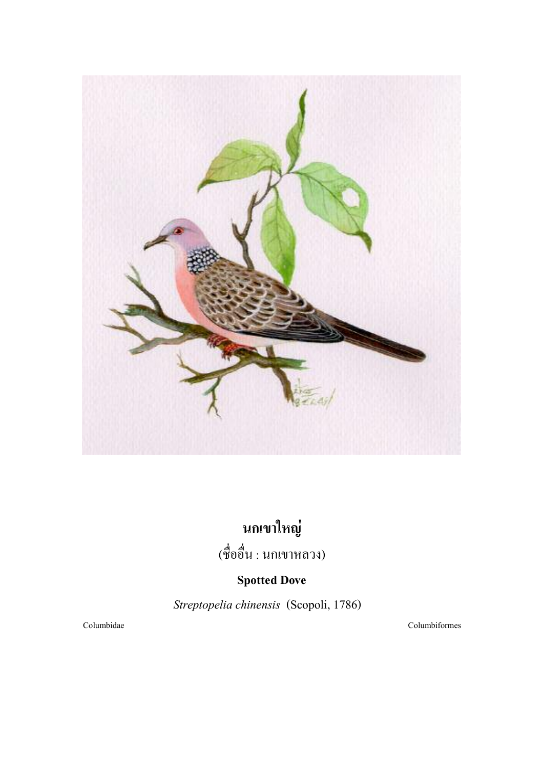# นกเขาใหญ่

(ชื่ออื่น : นกเขาหลวง)

**Spotted Dove**

*Streptopelia chinensis* (Scopoli, 1786)

Columbidae

Columbiformes